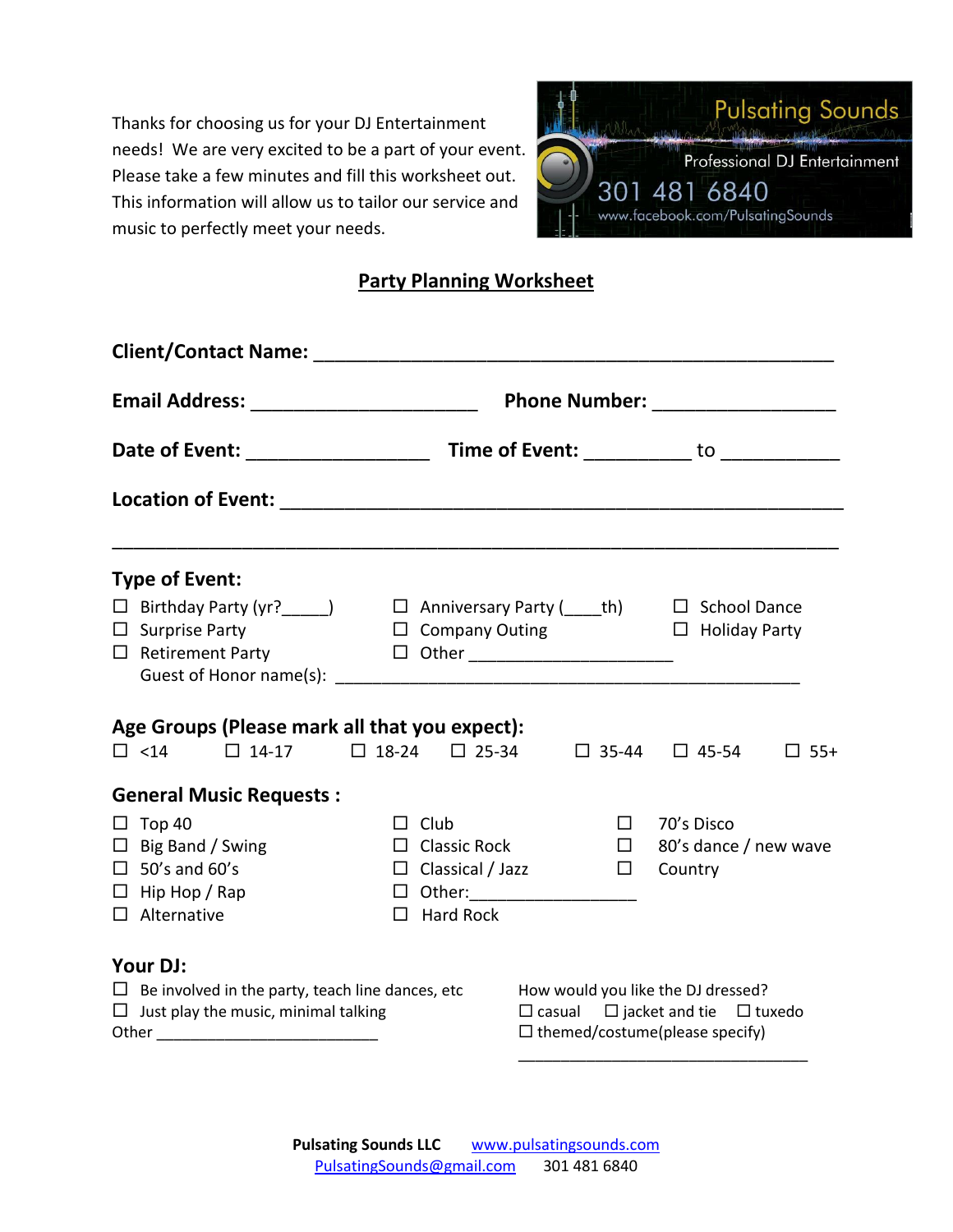Thanks for choosing us for your DJ Entertainment needs! We are very excited to be a part of your event. Please take a few minutes and fill this worksheet out. This information will allow us to tailor our service and music to perfectly meet your needs.

Pulsating Sounds
Professional DJ Entertainment
301 481 6840
www.facebook.com/PulsatingSounds

## Party Planning Worksheet

**Client/Contact Name:** ______________________________________________

**Email Address:** ____________________ **Phone Number:** ________________

**Date of Event:** ________________ **Time of Event:** _________ to __________

**Location of Event:** _________________________________________________

______________________________________________________________________

### Type of Event:

☐ Birthday Party (yr?_____)
☐ Surprise Party
☐ Retirement Party
☐ Anniversary Party (____th)
☐ Company Outing
☐ Other ____________________
☐ School Dance
☐ Holiday Party

Guest of Honor name(s): _____________________________________________

### Age Groups (Please mark all that you expect):

☐ <14 ☐ 14-17 ☐ 18-24 ☐ 25-34 ☐ 35-44 ☐ 45-54 ☐ 55+

### General Music Requests :

☐ Top 40
☐ Big Band / Swing
☐ 50's and 60's
☐ Hip Hop / Rap
☐ Alternative
☐ Club
☐ Classic Rock
☐ Classical / Jazz
☐ Other:_________________
☐ Hard Rock
☐ 70's Disco
☐ 80's dance / new wave
☐ Country

### Your DJ:

☐ Be involved in the party, teach line dances, etc
☐ Just play the music, minimal talking
Other ________________________

How would you like the DJ dressed?
☐ casual ☐ jacket and tie ☐ tuxedo
☐ themed/costume(please specify)
________________________________

**Pulsating Sounds LLC** www.pulsatingsounds.com
PulsatingSounds@gmail.com 301 481 6840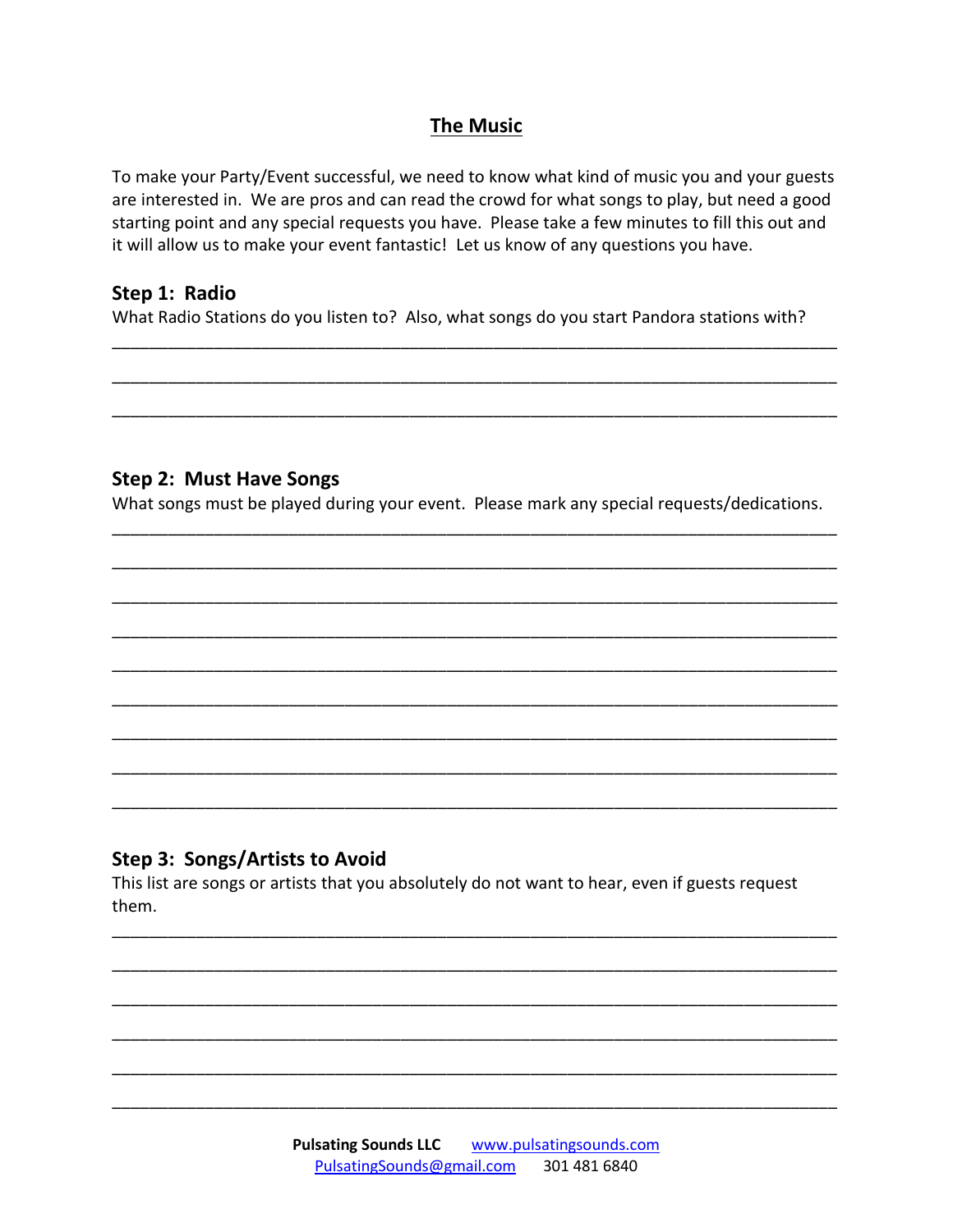## The Music

To make your Party/Event successful, we need to know what kind of music you and your guests are interested in. We are pros and can read the crowd for what songs to play, but need a good starting point and any special requests you have. Please take a few minutes to fill this out and it will allow us to make your event fantastic! Let us know of any questions you have.

### Step 1: Radio

What Radio Stations do you listen to? Also, what songs do you start Pandora stations with?

\_\_\_\_\_\_\_\_\_\_\_\_\_\_\_\_\_\_\_\_\_\_\_\_\_\_\_\_\_\_\_\_\_\_\_\_\_\_\_\_\_\_\_\_\_\_\_\_\_\_\_\_\_\_\_\_\_\_\_\_\_\_\_\_\_\_\_\_\_\_\_\_\_\_\_\_\_\_

\_\_\_\_\_\_\_\_\_\_\_\_\_\_\_\_\_\_\_\_\_\_\_\_\_\_\_\_\_\_\_\_\_\_\_\_\_\_\_\_\_\_\_\_\_\_\_\_\_\_\_\_\_\_\_\_\_\_\_\_\_\_\_\_\_\_\_\_\_\_\_\_\_\_\_\_\_\_

\_\_\_\_\_\_\_\_\_\_\_\_\_\_\_\_\_\_\_\_\_\_\_\_\_\_\_\_\_\_\_\_\_\_\_\_\_\_\_\_\_\_\_\_\_\_\_\_\_\_\_\_\_\_\_\_\_\_\_\_\_\_\_\_\_\_\_\_\_\_\_\_\_\_\_\_\_\_

### Step 2: Must Have Songs

What songs must be played during your event. Please mark any special requests/dedications.

\_\_\_\_\_\_\_\_\_\_\_\_\_\_\_\_\_\_\_\_\_\_\_\_\_\_\_\_\_\_\_\_\_\_\_\_\_\_\_\_\_\_\_\_\_\_\_\_\_\_\_\_\_\_\_\_\_\_\_\_\_\_\_\_\_\_\_\_\_\_\_\_\_\_\_\_\_\_

\_\_\_\_\_\_\_\_\_\_\_\_\_\_\_\_\_\_\_\_\_\_\_\_\_\_\_\_\_\_\_\_\_\_\_\_\_\_\_\_\_\_\_\_\_\_\_\_\_\_\_\_\_\_\_\_\_\_\_\_\_\_\_\_\_\_\_\_\_\_\_\_\_\_\_\_\_\_

\_\_\_\_\_\_\_\_\_\_\_\_\_\_\_\_\_\_\_\_\_\_\_\_\_\_\_\_\_\_\_\_\_\_\_\_\_\_\_\_\_\_\_\_\_\_\_\_\_\_\_\_\_\_\_\_\_\_\_\_\_\_\_\_\_\_\_\_\_\_\_\_\_\_\_\_\_\_

\_\_\_\_\_\_\_\_\_\_\_\_\_\_\_\_\_\_\_\_\_\_\_\_\_\_\_\_\_\_\_\_\_\_\_\_\_\_\_\_\_\_\_\_\_\_\_\_\_\_\_\_\_\_\_\_\_\_\_\_\_\_\_\_\_\_\_\_\_\_\_\_\_\_\_\_\_\_

\_\_\_\_\_\_\_\_\_\_\_\_\_\_\_\_\_\_\_\_\_\_\_\_\_\_\_\_\_\_\_\_\_\_\_\_\_\_\_\_\_\_\_\_\_\_\_\_\_\_\_\_\_\_\_\_\_\_\_\_\_\_\_\_\_\_\_\_\_\_\_\_\_\_\_\_\_\_

\_\_\_\_\_\_\_\_\_\_\_\_\_\_\_\_\_\_\_\_\_\_\_\_\_\_\_\_\_\_\_\_\_\_\_\_\_\_\_\_\_\_\_\_\_\_\_\_\_\_\_\_\_\_\_\_\_\_\_\_\_\_\_\_\_\_\_\_\_\_\_\_\_\_\_\_\_\_

\_\_\_\_\_\_\_\_\_\_\_\_\_\_\_\_\_\_\_\_\_\_\_\_\_\_\_\_\_\_\_\_\_\_\_\_\_\_\_\_\_\_\_\_\_\_\_\_\_\_\_\_\_\_\_\_\_\_\_\_\_\_\_\_\_\_\_\_\_\_\_\_\_\_\_\_\_\_

\_\_\_\_\_\_\_\_\_\_\_\_\_\_\_\_\_\_\_\_\_\_\_\_\_\_\_\_\_\_\_\_\_\_\_\_\_\_\_\_\_\_\_\_\_\_\_\_\_\_\_\_\_\_\_\_\_\_\_\_\_\_\_\_\_\_\_\_\_\_\_\_\_\_\_\_\_\_

\_\_\_\_\_\_\_\_\_\_\_\_\_\_\_\_\_\_\_\_\_\_\_\_\_\_\_\_\_\_\_\_\_\_\_\_\_\_\_\_\_\_\_\_\_\_\_\_\_\_\_\_\_\_\_\_\_\_\_\_\_\_\_\_\_\_\_\_\_\_\_\_\_\_\_\_\_\_

### Step 3: Songs/Artists to Avoid

This list are songs or artists that you absolutely do not want to hear, even if guests request them.

\_\_\_\_\_\_\_\_\_\_\_\_\_\_\_\_\_\_\_\_\_\_\_\_\_\_\_\_\_\_\_\_\_\_\_\_\_\_\_\_\_\_\_\_\_\_\_\_\_\_\_\_\_\_\_\_\_\_\_\_\_\_\_\_\_\_\_\_\_\_\_\_\_\_\_\_\_\_

\_\_\_\_\_\_\_\_\_\_\_\_\_\_\_\_\_\_\_\_\_\_\_\_\_\_\_\_\_\_\_\_\_\_\_\_\_\_\_\_\_\_\_\_\_\_\_\_\_\_\_\_\_\_\_\_\_\_\_\_\_\_\_\_\_\_\_\_\_\_\_\_\_\_\_\_\_\_

\_\_\_\_\_\_\_\_\_\_\_\_\_\_\_\_\_\_\_\_\_\_\_\_\_\_\_\_\_\_\_\_\_\_\_\_\_\_\_\_\_\_\_\_\_\_\_\_\_\_\_\_\_\_\_\_\_\_\_\_\_\_\_\_\_\_\_\_\_\_\_\_\_\_\_\_\_\_

\_\_\_\_\_\_\_\_\_\_\_\_\_\_\_\_\_\_\_\_\_\_\_\_\_\_\_\_\_\_\_\_\_\_\_\_\_\_\_\_\_\_\_\_\_\_\_\_\_\_\_\_\_\_\_\_\_\_\_\_\_\_\_\_\_\_\_\_\_\_\_\_\_\_\_\_\_\_

\_\_\_\_\_\_\_\_\_\_\_\_\_\_\_\_\_\_\_\_\_\_\_\_\_\_\_\_\_\_\_\_\_\_\_\_\_\_\_\_\_\_\_\_\_\_\_\_\_\_\_\_\_\_\_\_\_\_\_\_\_\_\_\_\_\_\_\_\_\_\_\_\_\_\_\_\_\_

\_\_\_\_\_\_\_\_\_\_\_\_\_\_\_\_\_\_\_\_\_\_\_\_\_\_\_\_\_\_\_\_\_\_\_\_\_\_\_\_\_\_\_\_\_\_\_\_\_\_\_\_\_\_\_\_\_\_\_\_\_\_\_\_\_\_\_\_\_\_\_\_\_\_\_\_\_\_

**Pulsating Sounds LLC** www.pulsatingsounds.com
PulsatingSounds@gmail.com 301 481 6840